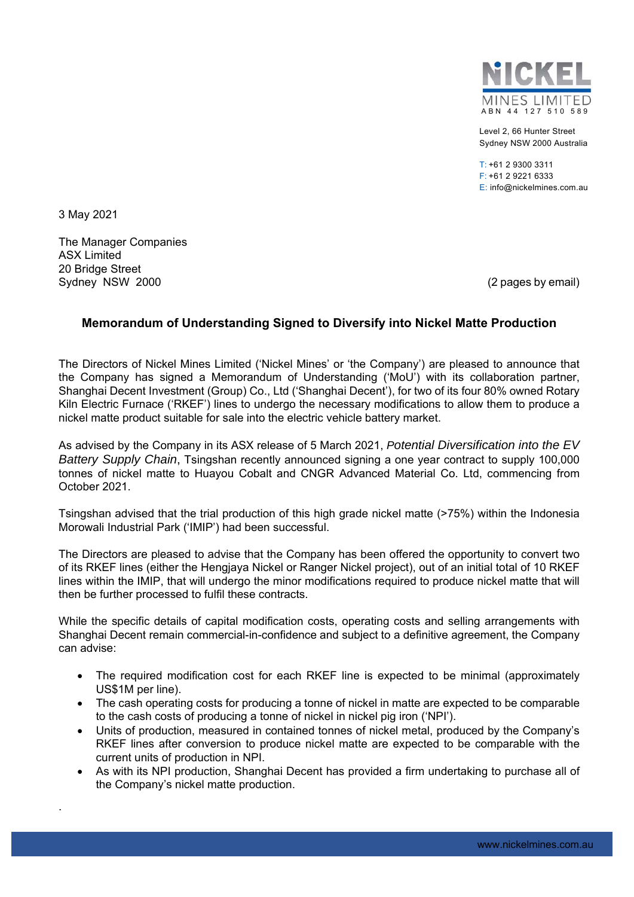**NICKEL MINES LIMITED**
ABN 44 127 510 589

Level 2, 66 Hunter Street
Sydney NSW 2000 Australia

T: +61 2 9300 3311
F: +61 2 9221 6333
E: info@nickelmines.com.au

3 May 2021

The Manager Companies
ASX Limited
20 Bridge Street
Sydney NSW 2000

(2 pages by email)

## Memorandum of Understanding Signed to Diversify into Nickel Matte Production

The Directors of Nickel Mines Limited ('Nickel Mines' or 'the Company') are pleased to announce that the Company has signed a Memorandum of Understanding ('MoU') with its collaboration partner, Shanghai Decent Investment (Group) Co., Ltd ('Shanghai Decent'), for two of its four 80% owned Rotary Kiln Electric Furnace ('RKEF') lines to undergo the necessary modifications to allow them to produce a nickel matte product suitable for sale into the electric vehicle battery market.

As advised by the Company in its ASX release of 5 March 2021, *Potential Diversification into the EV Battery Supply Chain*, Tsingshan recently announced signing a one year contract to supply 100,000 tonnes of nickel matte to Huayou Cobalt and CNGR Advanced Material Co. Ltd, commencing from October 2021.

Tsingshan advised that the trial production of this high grade nickel matte (>75%) within the Indonesia Morowali Industrial Park ('IMIP') had been successful.

The Directors are pleased to advise that the Company has been offered the opportunity to convert two of its RKEF lines (either the Hengjaya Nickel or Ranger Nickel project), out of an initial total of 10 RKEF lines within the IMIP, that will undergo the minor modifications required to produce nickel matte that will then be further processed to fulfil these contracts.

While the specific details of capital modification costs, operating costs and selling arrangements with Shanghai Decent remain commercial-in-confidence and subject to a definitive agreement, the Company can advise:

- The required modification cost for each RKEF line is expected to be minimal (approximately US$1M per line).
- The cash operating costs for producing a tonne of nickel in matte are expected to be comparable to the cash costs of producing a tonne of nickel in nickel pig iron ('NPI').
- Units of production, measured in contained tonnes of nickel metal, produced by the Company's RKEF lines after conversion to produce nickel matte are expected to be comparable with the current units of production in NPI.
- As with its NPI production, Shanghai Decent has provided a firm undertaking to purchase all of the Company's nickel matte production.

.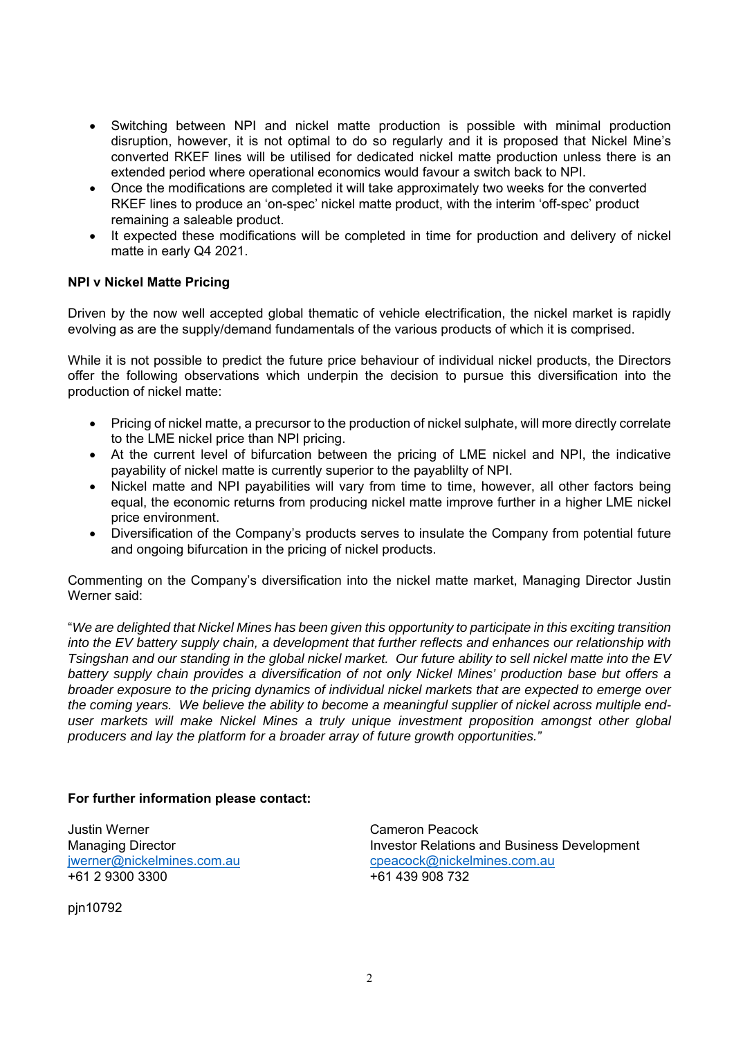- Switching between NPI and nickel matte production is possible with minimal production disruption, however, it is not optimal to do so regularly and it is proposed that Nickel Mine's converted RKEF lines will be utilised for dedicated nickel matte production unless there is an extended period where operational economics would favour a switch back to NPI.
- Once the modifications are completed it will take approximately two weeks for the converted RKEF lines to produce an 'on-spec' nickel matte product, with the interim 'off-spec' product remaining a saleable product.
- It expected these modifications will be completed in time for production and delivery of nickel matte in early Q4 2021.

**NPI v Nickel Matte Pricing**

Driven by the now well accepted global thematic of vehicle electrification, the nickel market is rapidly evolving as are the supply/demand fundamentals of the various products of which it is comprised.

While it is not possible to predict the future price behaviour of individual nickel products, the Directors offer the following observations which underpin the decision to pursue this diversification into the production of nickel matte:

- Pricing of nickel matte, a precursor to the production of nickel sulphate, will more directly correlate to the LME nickel price than NPI pricing.
- At the current level of bifurcation between the pricing of LME nickel and NPI, the indicative payability of nickel matte is currently superior to the payablilty of NPI.
- Nickel matte and NPI payabilities will vary from time to time, however, all other factors being equal, the economic returns from producing nickel matte improve further in a higher LME nickel price environment.
- Diversification of the Company's products serves to insulate the Company from potential future and ongoing bifurcation in the pricing of nickel products.

Commenting on the Company's diversification into the nickel matte market, Managing Director Justin Werner said:

"*We are delighted that Nickel Mines has been given this opportunity to participate in this exciting transition into the EV battery supply chain, a development that further reflects and enhances our relationship with Tsingshan and our standing in the global nickel market. Our future ability to sell nickel matte into the EV battery supply chain provides a diversification of not only Nickel Mines' production base but offers a broader exposure to the pricing dynamics of individual nickel markets that are expected to emerge over the coming years. We believe the ability to become a meaningful supplier of nickel across multiple end-user markets will make Nickel Mines a truly unique investment proposition amongst other global producers and lay the platform for a broader array of future growth opportunities.*"

**For further information please contact:**

Justin Werner
Managing Director
jwerner@nickelmines.com.au
+61 2 9300 3300

Cameron Peacock
Investor Relations and Business Development
cpeacock@nickelmines.com.au
+61 439 908 732

pjn10792